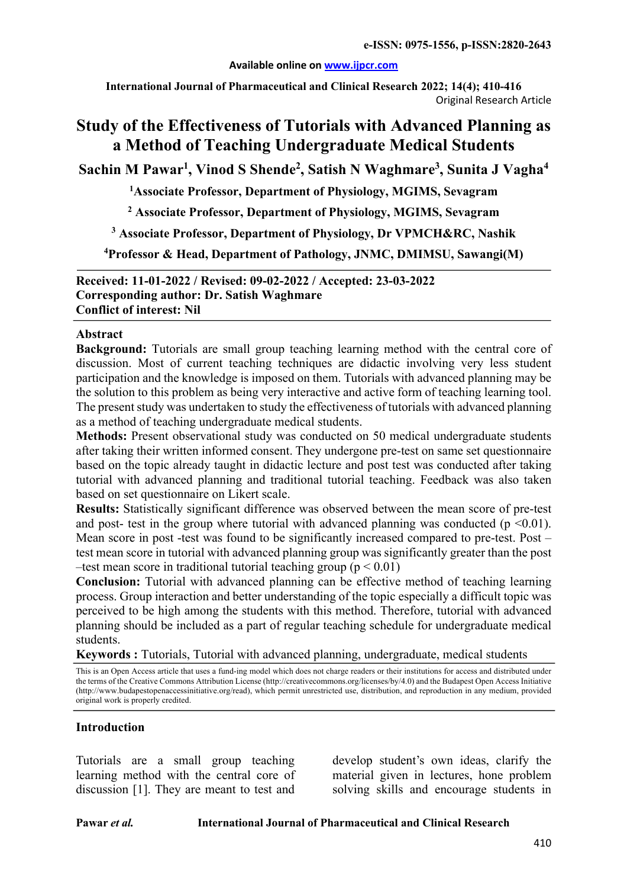e-ISSN: 0975-1556, p-ISSN:2820-2643

**Available online on www.ijpcr.com**

**International Journal of Pharmaceutical and Clinical Research 2022; 14(4); 410-416**

Original Research Article

# Study of the Effectiveness of Tutorials with Advanced Planning as a Method of Teaching Undergraduate Medical Students

**Sachin M Pawar[1], Vinod S Shende[2], Satish N Waghmare[3], Sunita J Vagha[4]**

**[1]Associate Professor, Department of Physiology, MGIMS, Sevagram**

**[2] Associate Professor, Department of Physiology, MGIMS, Sevagram**

**[3] Associate Professor, Department of Physiology, Dr VPMCH&RC, Nashik**

**[4]Professor & Head, Department of Pathology, JNMC, DMIMSU, Sawangi(M)**

**Received: 11-01-2022 / Revised: 09-02-2022 / Accepted: 23-03-2022**
**Corresponding author: Dr. Satish Waghmare**
**Conflict of interest: Nil**

## Abstract

**Background:** Tutorials are small group teaching learning method with the central core of discussion. Most of current teaching techniques are didactic involving very less student participation and the knowledge is imposed on them. Tutorials with advanced planning may be the solution to this problem as being very interactive and active form of teaching learning tool. The present study was undertaken to study the effectiveness of tutorials with advanced planning as a method of teaching undergraduate medical students.

**Methods:** Present observational study was conducted on 50 medical undergraduate students after taking their written informed consent. They undergone pre-test on same set questionnaire based on the topic already taught in didactic lecture and post test was conducted after taking tutorial with advanced planning and traditional tutorial teaching. Feedback was also taken based on set questionnaire on Likert scale.

**Results:** Statistically significant difference was observed between the mean score of pre-test and post- test in the group where tutorial with advanced planning was conducted ($p < 0.01$). Mean score in post -test was found to be significantly increased compared to pre-test. Post –test mean score in tutorial with advanced planning group was significantly greater than the post –test mean score in traditional tutorial teaching group ($p < 0.01$)

**Conclusion:** Tutorial with advanced planning can be effective method of teaching learning process. Group interaction and better understanding of the topic especially a difficult topic was perceived to be high among the students with this method. Therefore, tutorial with advanced planning should be included as a part of regular teaching schedule for undergraduate medical students.

**Keywords :** Tutorials, Tutorial with advanced planning, undergraduate, medical students

This is an Open Access article that uses a fund-ing model which does not charge readers or their institutions for access and distributed under the terms of the Creative Commons Attribution License (http://creativecommons.org/licenses/by/4.0) and the Budapest Open Access Initiative (http://www.budapestopenaccessinitiative.org/read), which permit unrestricted use, distribution, and reproduction in any medium, provided original work is properly credited.

## Introduction

Tutorials are a small group teaching learning method with the central core of discussion [1]. They are meant to test and develop student's own ideas, clarify the material given in lectures, hone problem solving skills and encourage students in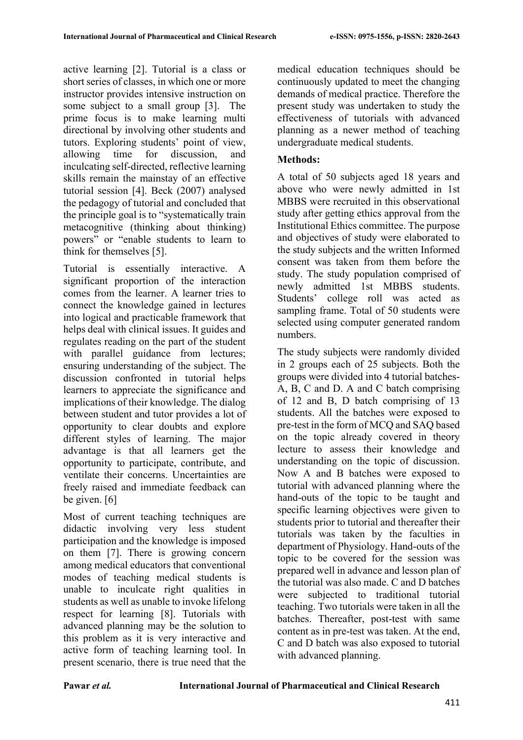active learning [2]. Tutorial is a class or short series of classes, in which one or more instructor provides intensive instruction on some subject to a small group [3]. The prime focus is to make learning multi directional by involving other students and tutors. Exploring students' point of view, allowing time for discussion, and inculcating self-directed, reflective learning skills remain the mainstay of an effective tutorial session [4]. Beck (2007) analysed the pedagogy of tutorial and concluded that the principle goal is to "systematically train metacognitive (thinking about thinking) powers" or "enable students to learn to think for themselves [5].

Tutorial is essentially interactive. A significant proportion of the interaction comes from the learner. A learner tries to connect the knowledge gained in lectures into logical and practicable framework that helps deal with clinical issues. It guides and regulates reading on the part of the student with parallel guidance from lectures; ensuring understanding of the subject. The discussion confronted in tutorial helps learners to appreciate the significance and implications of their knowledge. The dialog between student and tutor provides a lot of opportunity to clear doubts and explore different styles of learning. The major advantage is that all learners get the opportunity to participate, contribute, and ventilate their concerns. Uncertainties are freely raised and immediate feedback can be given. [6]

Most of current teaching techniques are didactic involving very less student participation and the knowledge is imposed on them [7]. There is growing concern among medical educators that conventional modes of teaching medical students is unable to inculcate right qualities in students as well as unable to invoke lifelong respect for learning [8]. Tutorials with advanced planning may be the solution to this problem as it is very interactive and active form of teaching learning tool. In present scenario, there is true need that the medical education techniques should be continuously updated to meet the changing demands of medical practice. Therefore the present study was undertaken to study the effectiveness of tutorials with advanced planning as a newer method of teaching undergraduate medical students.

## Methods:

A total of 50 subjects aged 18 years and above who were newly admitted in 1st MBBS were recruited in this observational study after getting ethics approval from the Institutional Ethics committee. The purpose and objectives of study were elaborated to the study subjects and the written Informed consent was taken from them before the study. The study population comprised of newly admitted 1st MBBS students. Students' college roll was acted as sampling frame. Total of 50 students were selected using computer generated random numbers.

The study subjects were randomly divided in 2 groups each of 25 subjects. Both the groups were divided into 4 tutorial batches- A, B, C and D. A and C batch comprising of 12 and B, D batch comprising of 13 students. All the batches were exposed to pre-test in the form of MCQ and SAQ based on the topic already covered in theory lecture to assess their knowledge and understanding on the topic of discussion. Now A and B batches were exposed to tutorial with advanced planning where the hand-outs of the topic to be taught and specific learning objectives were given to students prior to tutorial and thereafter their tutorials was taken by the faculties in department of Physiology. Hand-outs of the topic to be covered for the session was prepared well in advance and lesson plan of the tutorial was also made. C and D batches were subjected to traditional tutorial teaching. Two tutorials were taken in all the batches. Thereafter, post-test with same content as in pre-test was taken. At the end, C and D batch was also exposed to tutorial with advanced planning.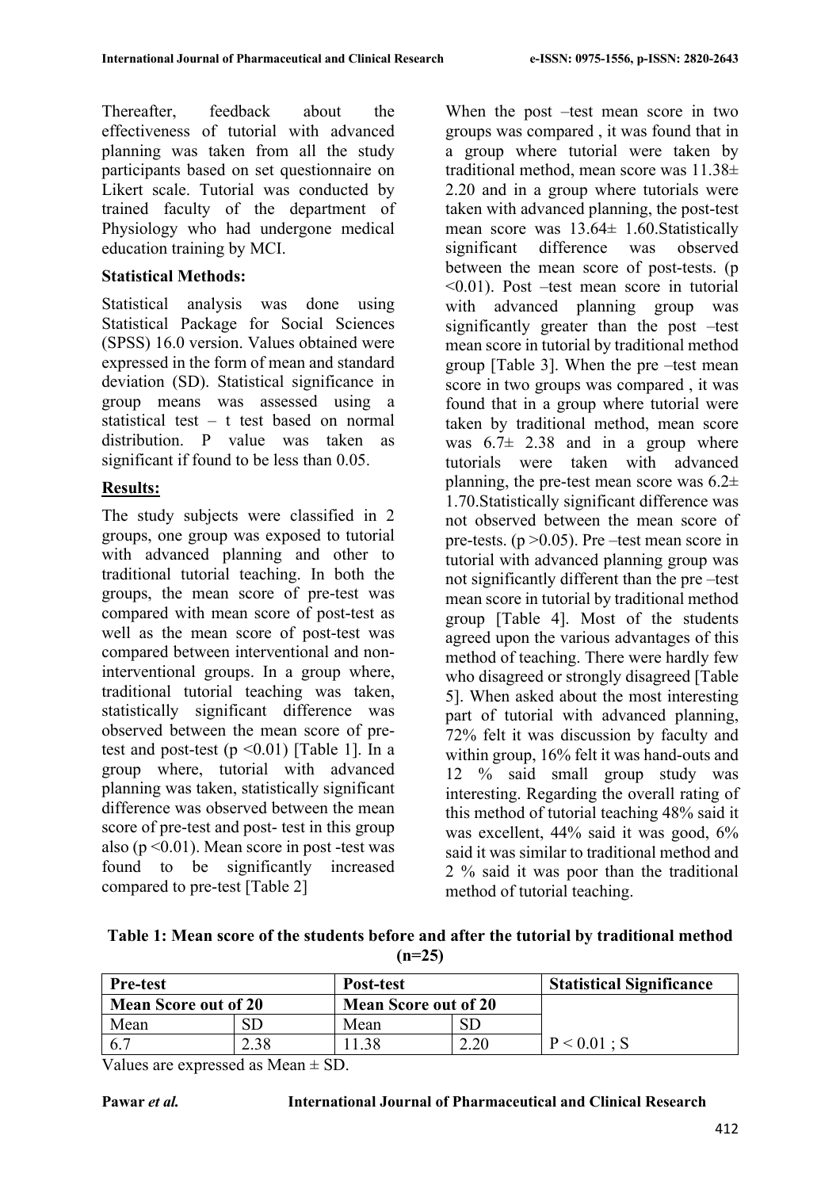Thereafter, feedback about the effectiveness of tutorial with advanced planning was taken from all the study participants based on set questionnaire on Likert scale. Tutorial was conducted by trained faculty of the department of Physiology who had undergone medical education training by MCI.

**Statistical Methods:**

Statistical analysis was done using Statistical Package for Social Sciences (SPSS) 16.0 version. Values obtained were expressed in the form of mean and standard deviation (SD). Statistical significance in group means was assessed using a statistical test – t test based on normal distribution. P value was taken as significant if found to be less than 0.05.

## Results:

The study subjects were classified in 2 groups, one group was exposed to tutorial with advanced planning and other to traditional tutorial teaching. In both the groups, the mean score of pre-test was compared with mean score of post-test as well as the mean score of post-test was compared between interventional and non-interventional groups. In a group where, traditional tutorial teaching was taken, statistically significant difference was observed between the mean score of pre-test and post-test ($p < 0.01$) [Table 1]. In a group where, tutorial with advanced planning was taken, statistically significant difference was observed between the mean score of pre-test and post- test in this group also ($p < 0.01$). Mean score in post -test was found to be significantly increased compared to pre-test [Table 2]

When the post –test mean score in two groups was compared , it was found that in a group where tutorial were taken by traditional method, mean score was 11.38± 2.20 and in a group where tutorials were taken with advanced planning, the post-test mean score was 13.64± 1.60.Statistically significant difference was observed between the mean score of post-tests. ($p < 0.01$). Post –test mean score in tutorial with advanced planning group was significantly greater than the post –test mean score in tutorial by traditional method group [Table 3]. When the pre –test mean score in two groups was compared , it was found that in a group where tutorial were taken by traditional method, mean score was 6.7± 2.38 and in a group where tutorials were taken with advanced planning, the pre-test mean score was 6.2± 1.70.Statistically significant difference was not observed between the mean score of pre-tests. ($p > 0.05$). Pre –test mean score in tutorial with advanced planning group was not significantly different than the pre –test mean score in tutorial by traditional method group [Table 4]. Most of the students agreed upon the various advantages of this method of teaching. There were hardly few who disagreed or strongly disagreed [Table 5]. When asked about the most interesting part of tutorial with advanced planning, 72% felt it was discussion by faculty and within group, 16% felt it was hand-outs and 12 % said small group study was interesting. Regarding the overall rating of this method of tutorial teaching 48% said it was excellent, 44% said it was good, 6% said it was similar to traditional method and 2 % said it was poor than the traditional method of tutorial teaching.

**Table 1: Mean score of the students before and after the tutorial by traditional method (n=25)**

| Pre-test | | Post-test | | Statistical Significance |
|---|---|---|---|---|
| Mean Score out of 20 | | Mean Score out of 20 | | |
| Mean | SD | Mean | SD | |
| 6.7 | 2.38 | 11.38 | 2.20 | P < 0.01 ; S |

Values are expressed as Mean ± SD.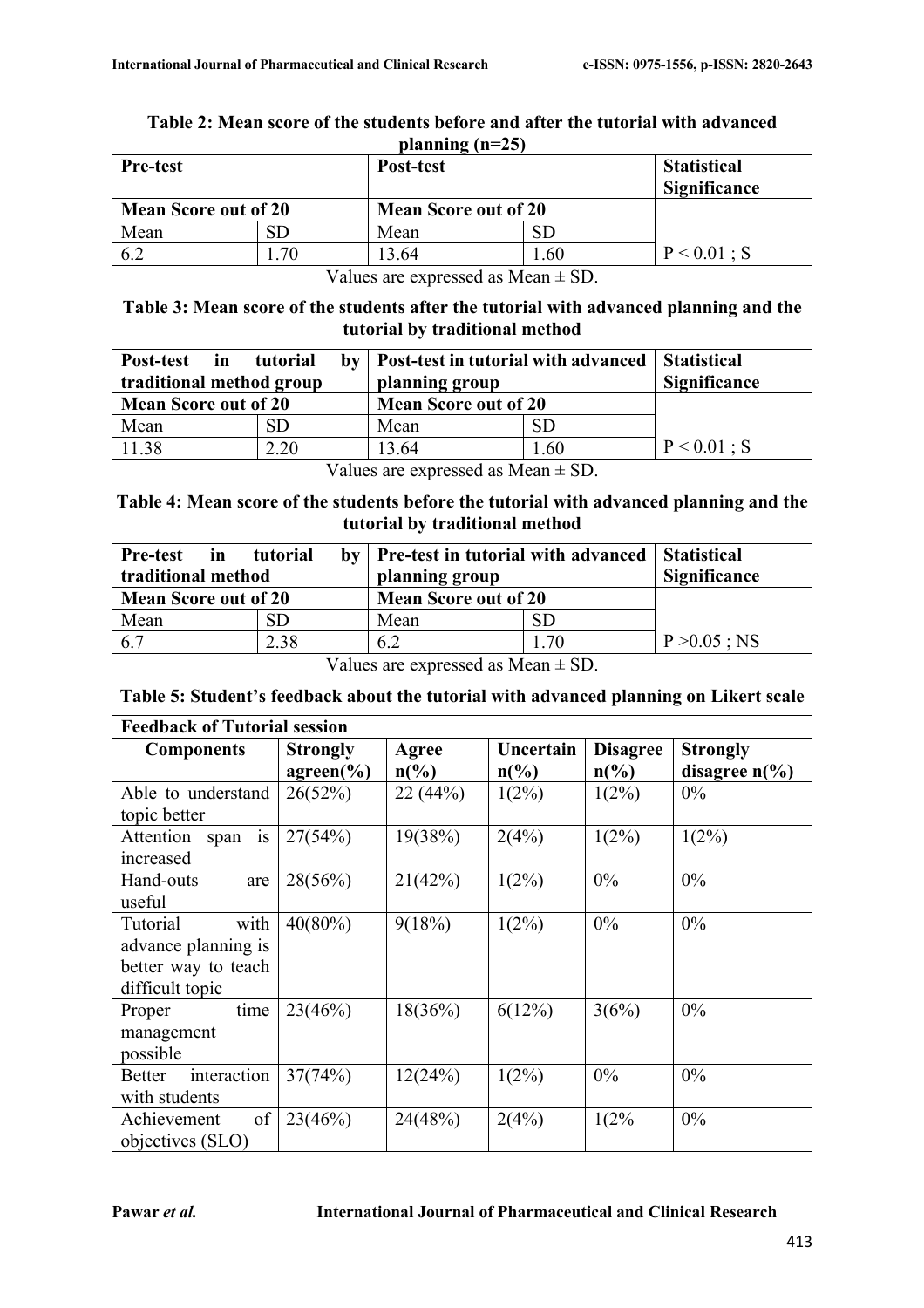**Table 2: Mean score of the students before and after the tutorial with advanced planning (n=25)**

| Pre-test | | Post-test | | Statistical Significance |
|---|---|---|---|---|
| Mean Score out of 20 | | Mean Score out of 20 | | |
| Mean | SD | Mean | SD | |
| 6.2 | 1.70 | 13.64 | 1.60 | $P < 0.01$ ; S |

Values are expressed as Mean ± SD.

**Table 3: Mean score of the students after the tutorial with advanced planning and the tutorial by traditional method**

| Post-test in tutorial by traditional method group | | Post-test in tutorial with advanced planning group | | Statistical Significance |
|---|---|---|---|---|
| Mean Score out of 20 | | Mean Score out of 20 | | |
| Mean | SD | Mean | SD | |
| 11.38 | 2.20 | 13.64 | 1.60 | $P < 0.01$ ; S |

Values are expressed as Mean ± SD.

**Table 4: Mean score of the students before the tutorial with advanced planning and the tutorial by traditional method**

| Pre-test in tutorial by traditional method | | Pre-test in tutorial with advanced planning group | | Statistical Significance |
|---|---|---|---|---|
| Mean Score out of 20 | | Mean Score out of 20 | | |
| Mean | SD | Mean | SD | |
| 6.7 | 2.38 | 6.2 | 1.70 | $P > 0.05$ ; NS |

Values are expressed as Mean ± SD.

**Table 5: Student's feedback about the tutorial with advanced planning on Likert scale**

| Feedback of Tutorial session | | | | | |
|---|---|---|---|---|---|
| **Components** | **Strongly agreen(%)** | **Agree n(%)** | **Uncertain n(%)** | **Disagree n(%)** | **Strongly disagree n(%)** |
| Able to understand topic better | 26(52%) | 22 (44%) | 1(2%) | 1(2%) | 0% |
| Attention span is increased | 27(54%) | 19(38%) | 2(4%) | 1(2%) | 1(2%) |
| Hand-outs are useful | 28(56%) | 21(42%) | 1(2%) | 0% | 0% |
| Tutorial with advance planning is better way to teach difficult topic | 40(80%) | 9(18%) | 1(2%) | 0% | 0% |
| Proper time management possible | 23(46%) | 18(36%) | 6(12%) | 3(6%) | 0% |
| Better interaction with students | 37(74%) | 12(24%) | 1(2%) | 0% | 0% |
| Achievement of objectives (SLO) | 23(46%) | 24(48%) | 2(4%) | 1(2% | 0% |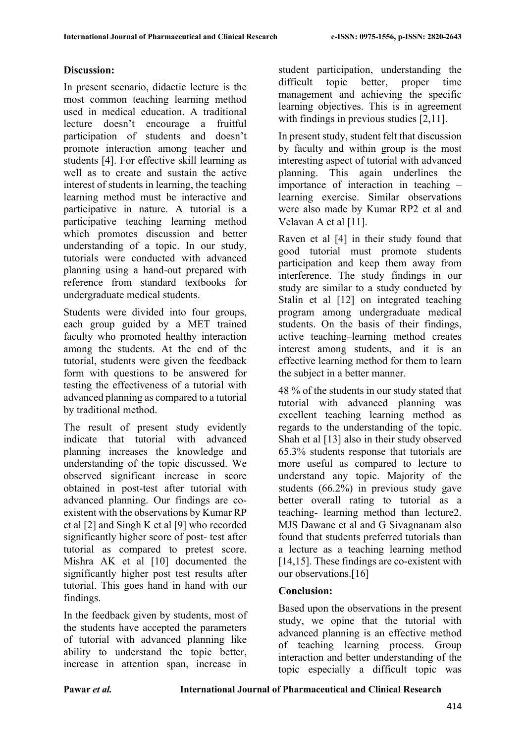## Discussion:

In present scenario, didactic lecture is the most common teaching learning method used in medical education. A traditional lecture doesn't encourage a fruitful participation of students and doesn't promote interaction among teacher and students [4]. For effective skill learning as well as to create and sustain the active interest of students in learning, the teaching learning method must be interactive and participative in nature. A tutorial is a participative teaching learning method which promotes discussion and better understanding of a topic. In our study, tutorials were conducted with advanced planning using a hand-out prepared with reference from standard textbooks for undergraduate medical students.

Students were divided into four groups, each group guided by a MET trained faculty who promoted healthy interaction among the students. At the end of the tutorial, students were given the feedback form with questions to be answered for testing the effectiveness of a tutorial with advanced planning as compared to a tutorial by traditional method.

The result of present study evidently indicate that tutorial with advanced planning increases the knowledge and understanding of the topic discussed. We observed significant increase in score obtained in post-test after tutorial with advanced planning. Our findings are co-existent with the observations by Kumar RP et al [2] and Singh K et al [9] who recorded significantly higher score of post- test after tutorial as compared to pretest score. Mishra AK et al [10] documented the significantly higher post test results after tutorial. This goes hand in hand with our findings.

In the feedback given by students, most of the students have accepted the parameters of tutorial with advanced planning like ability to understand the topic better, increase in attention span, increase in student participation, understanding the difficult topic better, proper time management and achieving the specific learning objectives. This is in agreement with findings in previous studies [2,11].

In present study, student felt that discussion by faculty and within group is the most interesting aspect of tutorial with advanced planning. This again underlines the importance of interaction in teaching – learning exercise. Similar observations were also made by Kumar RP2 et al and Velavan A et al [11].

Raven et al [4] in their study found that good tutorial must promote students participation and keep them away from interference. The study findings in our study are similar to a study conducted by Stalin et al [12] on integrated teaching program among undergraduate medical students. On the basis of their findings, active teaching–learning method creates interest among students, and it is an effective learning method for them to learn the subject in a better manner.

48 % of the students in our study stated that tutorial with advanced planning was excellent teaching learning method as regards to the understanding of the topic. Shah et al [13] also in their study observed 65.3% students response that tutorials are more useful as compared to lecture to understand any topic. Majority of the students (66.2%) in previous study gave better overall rating to tutorial as a teaching- learning method than lecture2. MJS Dawane et al and G Sivagnanam also found that students preferred tutorials than a lecture as a teaching learning method [14,15]. These findings are co-existent with our observations.[16]

## Conclusion:

Based upon the observations in the present study, we opine that the tutorial with advanced planning is an effective method of teaching learning process. Group interaction and better understanding of the topic especially a difficult topic was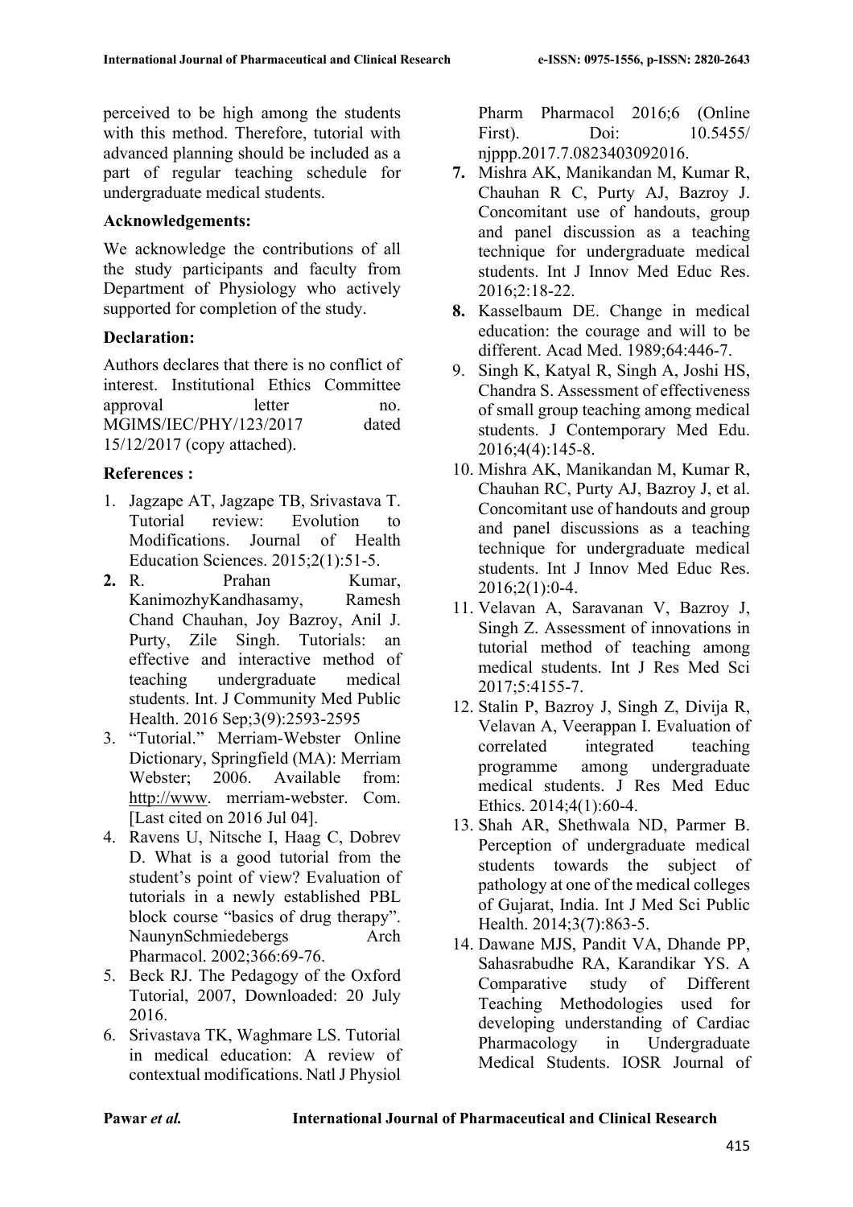perceived to be high among the students with this method. Therefore, tutorial with advanced planning should be included as a part of regular teaching schedule for undergraduate medical students.

**Acknowledgements:**

We acknowledge the contributions of all the study participants and faculty from Department of Physiology who actively supported for completion of the study.

**Declaration:**

Authors declares that there is no conflict of interest. Institutional Ethics Committee approval letter no. MGIMS/IEC/PHY/123/2017 dated 15/12/2017 (copy attached).

**References :**

1. Jagzape AT, Jagzape TB, Srivastava T. Tutorial review: Evolution to Modifications. Journal of Health Education Sciences. 2015;2(1):51-5.
2. R. Prahan Kumar, KanimozhyKandhasamy, Ramesh Chand Chauhan, Joy Bazroy, Anil J. Purty, Zile Singh. Tutorials: an effective and interactive method of teaching undergraduate medical students. Int. J Community Med Public Health. 2016 Sep;3(9):2593-2595
3. "Tutorial." Merriam-Webster Online Dictionary, Springfield (MA): Merriam Webster; 2006. Available from: http://www. merriam-webster. Com. [Last cited on 2016 Jul 04].
4. Ravens U, Nitsche I, Haag C, Dobrev D. What is a good tutorial from the student's point of view? Evaluation of tutorials in a newly established PBL block course "basics of drug therapy". NaunynSchmiedebergs Arch Pharmacol. 2002;366:69-76.
5. Beck RJ. The Pedagogy of the Oxford Tutorial, 2007, Downloaded: 20 July 2016.
6. Srivastava TK, Waghmare LS. Tutorial in medical education: A review of contextual modifications. Natl J Physiol Pharm Pharmacol 2016;6 (Online First). Doi: 10.5455/ njppp.2017.7.0823403092016.
7. Mishra AK, Manikandan M, Kumar R, Chauhan R C, Purty AJ, Bazroy J. Concomitant use of handouts, group and panel discussion as a teaching technique for undergraduate medical students. Int J Innov Med Educ Res. 2016;2:18-22.
8. Kasselbaum DE. Change in medical education: the courage and will to be different. Acad Med. 1989;64:446-7.
9. Singh K, Katyal R, Singh A, Joshi HS, Chandra S. Assessment of effectiveness of small group teaching among medical students. J Contemporary Med Edu. 2016;4(4):145-8.
10. Mishra AK, Manikandan M, Kumar R, Chauhan RC, Purty AJ, Bazroy J, et al. Concomitant use of handouts and group and panel discussions as a teaching technique for undergraduate medical students. Int J Innov Med Educ Res. 2016;2(1):0-4.
11. Velavan A, Saravanan V, Bazroy J, Singh Z. Assessment of innovations in tutorial method of teaching among medical students. Int J Res Med Sci 2017;5:4155-7.
12. Stalin P, Bazroy J, Singh Z, Divija R, Velavan A, Veerappan I. Evaluation of correlated integrated teaching programme among undergraduate medical students. J Res Med Educ Ethics. 2014;4(1):60-4.
13. Shah AR, Shethwala ND, Parmer B. Perception of undergraduate medical students towards the subject of pathology at one of the medical colleges of Gujarat, India. Int J Med Sci Public Health. 2014;3(7):863-5.
14. Dawane MJS, Pandit VA, Dhande PP, Sahasrabudhe RA, Karandikar YS. A Comparative study of Different Teaching Methodologies used for developing understanding of Cardiac Pharmacology in Undergraduate Medical Students. IOSR Journal of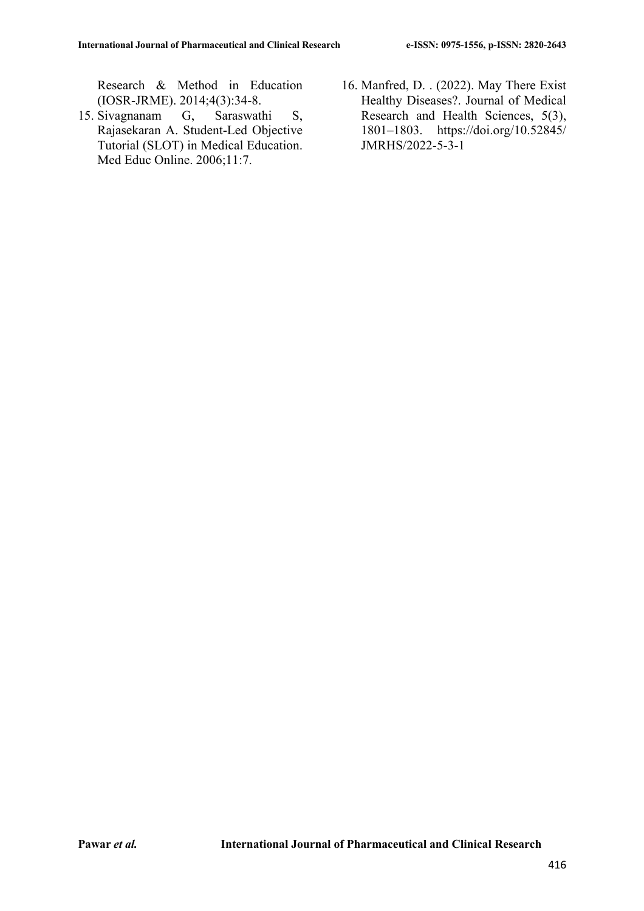Research & Method in Education (IOSR-JRME). 2014;4(3):34-8.

15. Sivagnanam G, Saraswathi S, Rajasekaran A. Student-Led Objective Tutorial (SLOT) in Medical Education. Med Educ Online. 2006;11:7.
16. Manfred, D. . (2022). May There Exist Healthy Diseases?. Journal of Medical Research and Health Sciences, 5(3), 1801–1803. https://doi.org/10.52845/JMRHS/2022-5-3-1